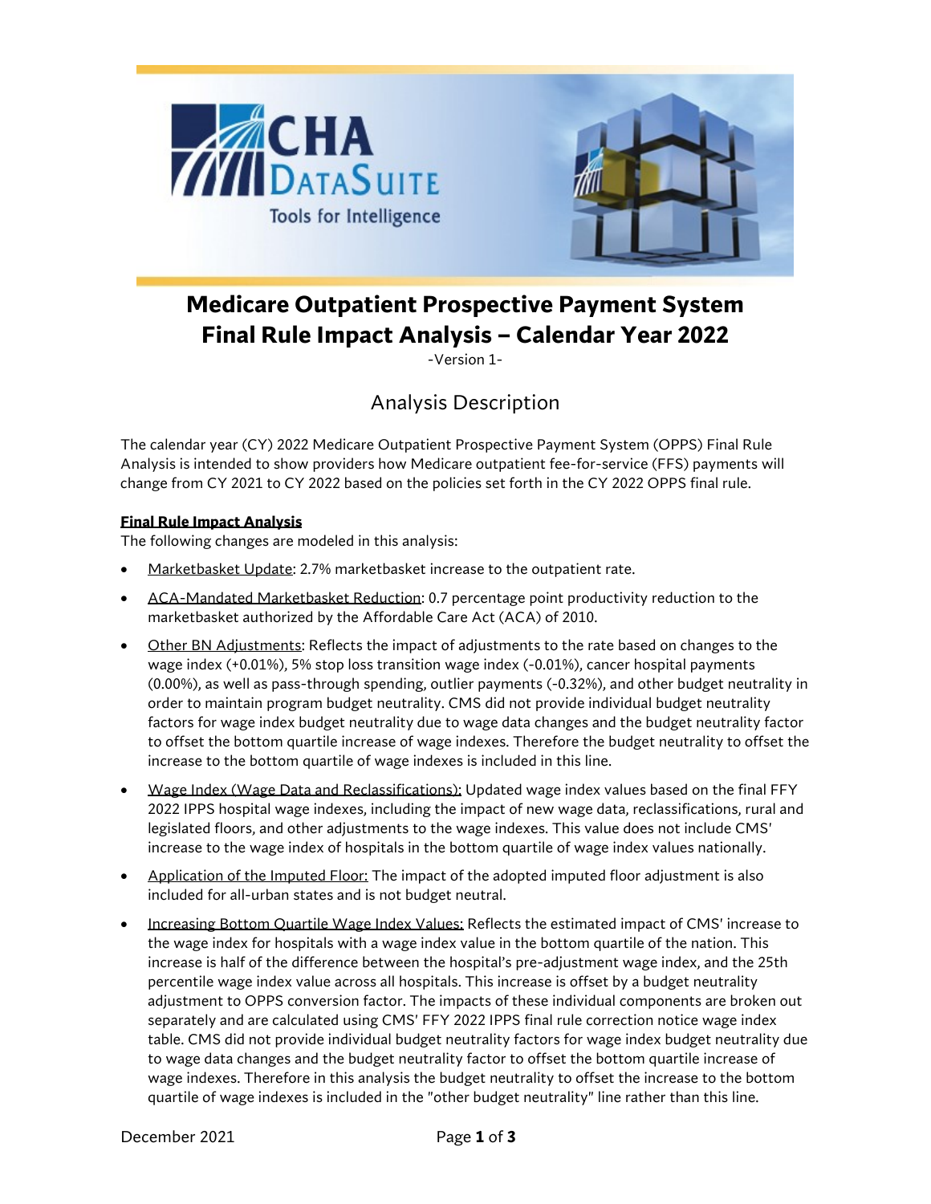# Medicare Outpatient Prospective Payment System Final Rule Impact Analysis – Calendar Year 2022

-Version 1-

## Analysis Description

The calendar year (CY) 2022 Medicare Outpatient Prospective Payment System (OPPS) Final Rule Analysis is intended to show providers how Medicare outpatient fee-for-service (FFS) payments will change from CY 2021 to CY 2022 based on the policies set forth in the CY 2022 OPPS final rule.

**Final Rule Impact Analysis**

The following changes are modeled in this analysis:

- Marketbasket Update: 2.7% marketbasket increase to the outpatient rate.
- ACA-Mandated Marketbasket Reduction: 0.7 percentage point productivity reduction to the marketbasket authorized by the Affordable Care Act (ACA) of 2010.
- Other BN Adjustments: Reflects the impact of adjustments to the rate based on changes to the wage index (+0.01%), 5% stop loss transition wage index (-0.01%), cancer hospital payments (0.00%), as well as pass-through spending, outlier payments (-0.32%), and other budget neutrality in order to maintain program budget neutrality. CMS did not provide individual budget neutrality factors for wage index budget neutrality due to wage data changes and the budget neutrality factor to offset the bottom quartile increase of wage indexes. Therefore the budget neutrality to offset the increase to the bottom quartile of wage indexes is included in this line.
- Wage Index (Wage Data and Reclassifications): Updated wage index values based on the final FFY 2022 IPPS hospital wage indexes, including the impact of new wage data, reclassifications, rural and legislated floors, and other adjustments to the wage indexes. This value does not include CMS' increase to the wage index of hospitals in the bottom quartile of wage index values nationally.
- Application of the Imputed Floor: The impact of the adopted imputed floor adjustment is also included for all-urban states and is not budget neutral.
- Increasing Bottom Quartile Wage Index Values: Reflects the estimated impact of CMS' increase to the wage index for hospitals with a wage index value in the bottom quartile of the nation. This increase is half of the difference between the hospital's pre-adjustment wage index, and the 25th percentile wage index value across all hospitals. This increase is offset by a budget neutrality adjustment to OPPS conversion factor. The impacts of these individual components are broken out separately and are calculated using CMS' FFY 2022 IPPS final rule correction notice wage index table. CMS did not provide individual budget neutrality factors for wage index budget neutrality due to wage data changes and the budget neutrality factor to offset the bottom quartile increase of wage indexes. Therefore in this analysis the budget neutrality to offset the increase to the bottom quartile of wage indexes is included in the "other budget neutrality" line rather than this line.

December 2021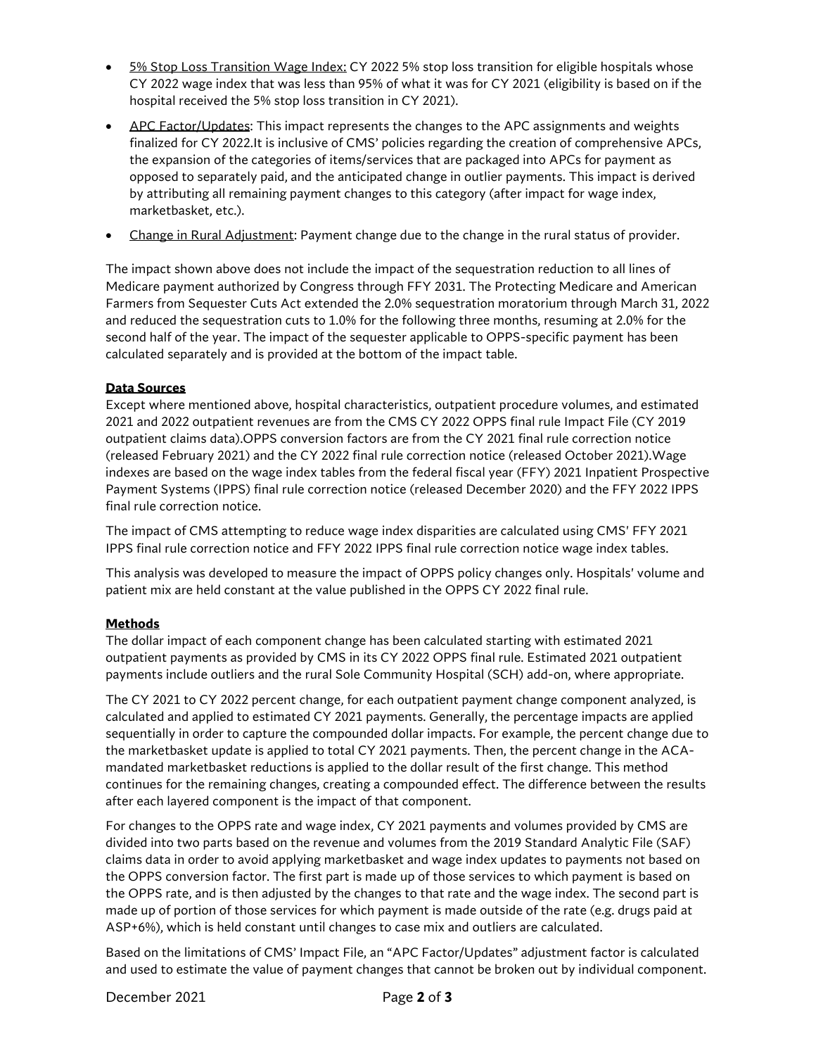- 5% Stop Loss Transition Wage Index: CY 2022 5% stop loss transition for eligible hospitals whose CY 2022 wage index that was less than 95% of what it was for CY 2021 (eligibility is based on if the hospital received the 5% stop loss transition in CY 2021).
- APC Factor/Updates: This impact represents the changes to the APC assignments and weights finalized for CY 2022.It is inclusive of CMS' policies regarding the creation of comprehensive APCs, the expansion of the categories of items/services that are packaged into APCs for payment as opposed to separately paid, and the anticipated change in outlier payments. This impact is derived by attributing all remaining payment changes to this category (after impact for wage index, marketbasket, etc.).
- Change in Rural Adjustment: Payment change due to the change in the rural status of provider.

The impact shown above does not include the impact of the sequestration reduction to all lines of Medicare payment authorized by Congress through FFY 2031. The Protecting Medicare and American Farmers from Sequester Cuts Act extended the 2.0% sequestration moratorium through March 31, 2022 and reduced the sequestration cuts to 1.0% for the following three months, resuming at 2.0% for the second half of the year. The impact of the sequester applicable to OPPS-specific payment has been calculated separately and is provided at the bottom of the impact table.

**Data Sources**

Except where mentioned above, hospital characteristics, outpatient procedure volumes, and estimated 2021 and 2022 outpatient revenues are from the CMS CY 2022 OPPS final rule Impact File (CY 2019 outpatient claims data).OPPS conversion factors are from the CY 2021 final rule correction notice (released February 2021) and the CY 2022 final rule correction notice (released October 2021).Wage indexes are based on the wage index tables from the federal fiscal year (FFY) 2021 Inpatient Prospective Payment Systems (IPPS) final rule correction notice (released December 2020) and the FFY 2022 IPPS final rule correction notice.

The impact of CMS attempting to reduce wage index disparities are calculated using CMS' FFY 2021 IPPS final rule correction notice and FFY 2022 IPPS final rule correction notice wage index tables.

This analysis was developed to measure the impact of OPPS policy changes only. Hospitals' volume and patient mix are held constant at the value published in the OPPS CY 2022 final rule.

**Methods**

The dollar impact of each component change has been calculated starting with estimated 2021 outpatient payments as provided by CMS in its CY 2022 OPPS final rule. Estimated 2021 outpatient payments include outliers and the rural Sole Community Hospital (SCH) add-on, where appropriate.

The CY 2021 to CY 2022 percent change, for each outpatient payment change component analyzed, is calculated and applied to estimated CY 2021 payments. Generally, the percentage impacts are applied sequentially in order to capture the compounded dollar impacts. For example, the percent change due to the marketbasket update is applied to total CY 2021 payments. Then, the percent change in the ACA-mandated marketbasket reductions is applied to the dollar result of the first change. This method continues for the remaining changes, creating a compounded effect. The difference between the results after each layered component is the impact of that component.

For changes to the OPPS rate and wage index, CY 2021 payments and volumes provided by CMS are divided into two parts based on the revenue and volumes from the 2019 Standard Analytic File (SAF) claims data in order to avoid applying marketbasket and wage index updates to payments not based on the OPPS conversion factor. The first part is made up of those services to which payment is based on the OPPS rate, and is then adjusted by the changes to that rate and the wage index. The second part is made up of portion of those services for which payment is made outside of the rate (e.g. drugs paid at ASP+6%), which is held constant until changes to case mix and outliers are calculated.

Based on the limitations of CMS' Impact File, an "APC Factor/Updates" adjustment factor is calculated and used to estimate the value of payment changes that cannot be broken out by individual component.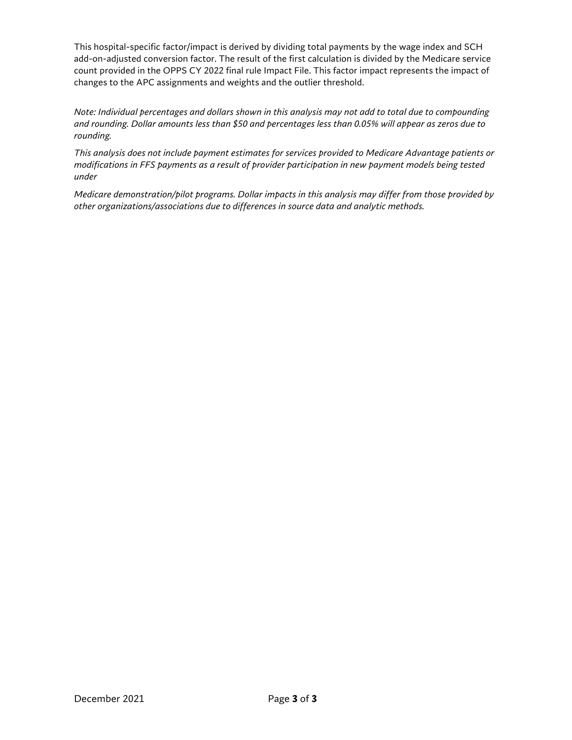This hospital-specific factor/impact is derived by dividing total payments by the wage index and SCH add-on-adjusted conversion factor. The result of the first calculation is divided by the Medicare service count provided in the OPPS CY 2022 final rule Impact File. This factor impact represents the impact of changes to the APC assignments and weights and the outlier threshold.

*Note: Individual percentages and dollars shown in this analysis may not add to total due to compounding and rounding. Dollar amounts less than $50 and percentages less than 0.05% will appear as zeros due to rounding.*

*This analysis does not include payment estimates for services provided to Medicare Advantage patients or modifications in FFS payments as a result of provider participation in new payment models being tested under*

*Medicare demonstration/pilot programs. Dollar impacts in this analysis may differ from those provided by other organizations/associations due to differences in source data and analytic methods.*

December 2021